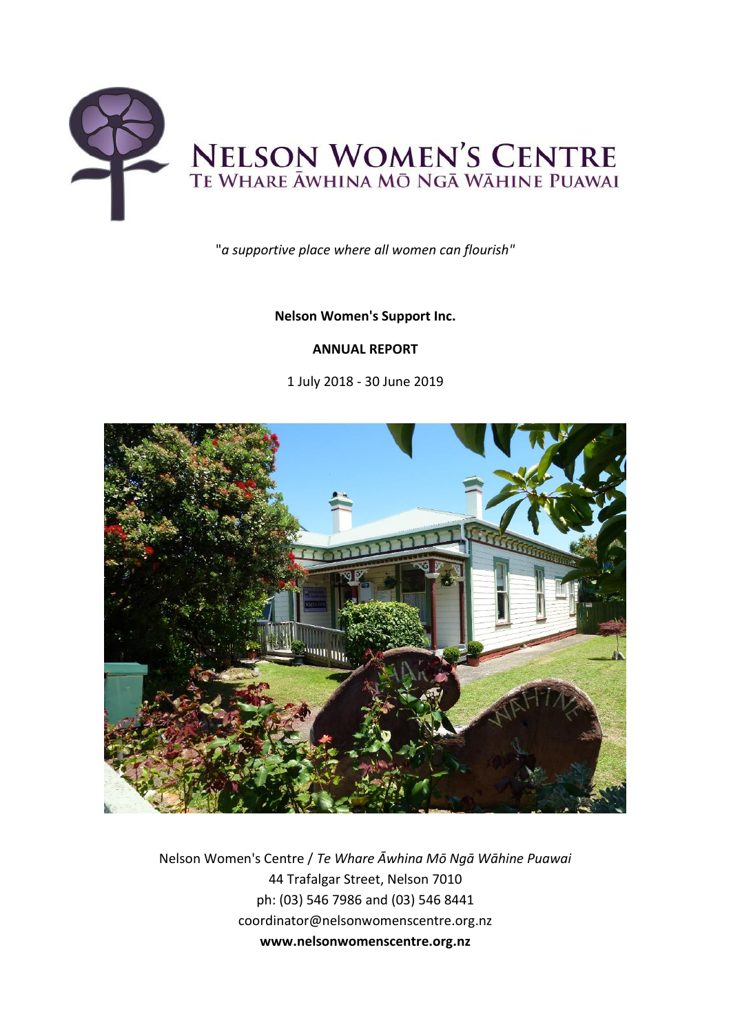# NELSON WOMEN'S CENTRE
## TE WHARE ĀWHINA MŌ NGĀ WĀHINE PUAWAI

"*a supportive place where all women can flourish"*

**Nelson Women's Support Inc.**

**ANNUAL REPORT**

1 July 2018 - 30 June 2019

Nelson Women's Centre / *Te Whare Āwhina Mō Ngā Wāhine Puawai*
44 Trafalgar Street, Nelson 7010
ph: (03) 546 7986 and (03) 546 8441
coordinator@nelsonwomenscentre.org.nz
**www.nelsonwomenscentre.org.nz**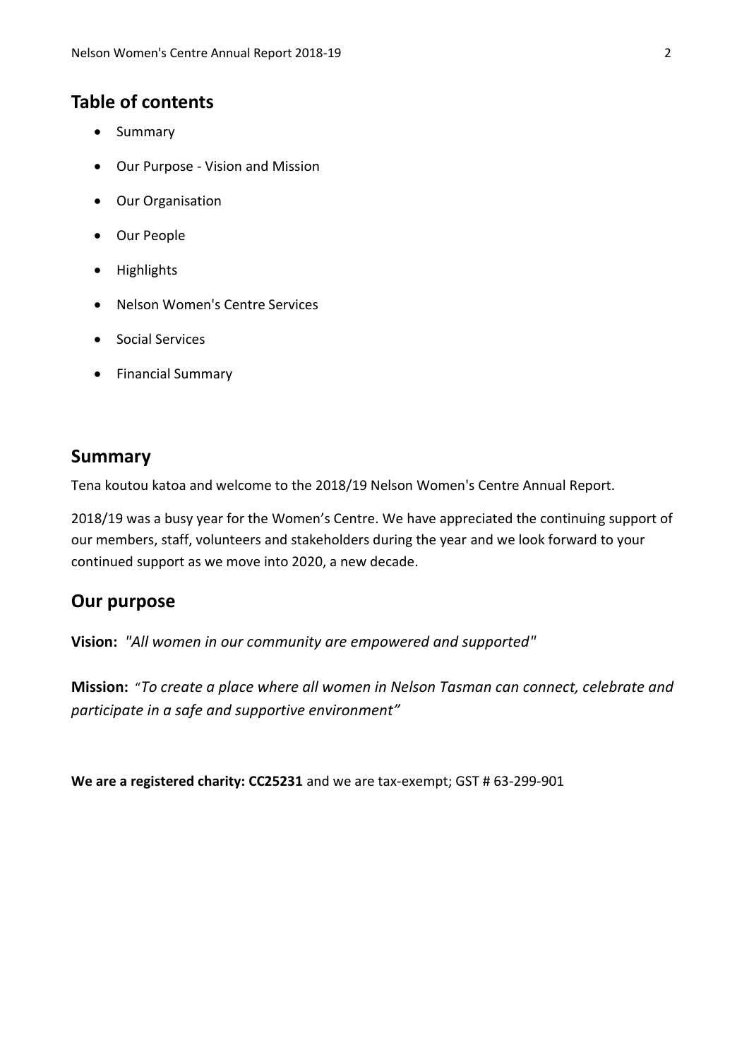## Table of contents

- Summary
- Our Purpose - Vision and Mission
- Our Organisation
- Our People
- Highlights
- Nelson Women's Centre Services
- Social Services
- Financial Summary

## Summary

Tena koutou katoa and welcome to the 2018/19 Nelson Women's Centre Annual Report.

2018/19 was a busy year for the Women's Centre. We have appreciated the continuing support of our members, staff, volunteers and stakeholders during the year and we look forward to your continued support as we move into 2020, a new decade.

## Our purpose

**Vision:** *"All women in our community are empowered and supported"*

**Mission:** *"To create a place where all women in Nelson Tasman can connect, celebrate and participate in a safe and supportive environment"*

**We are a registered charity: CC25231** and we are tax-exempt; GST # 63-299-901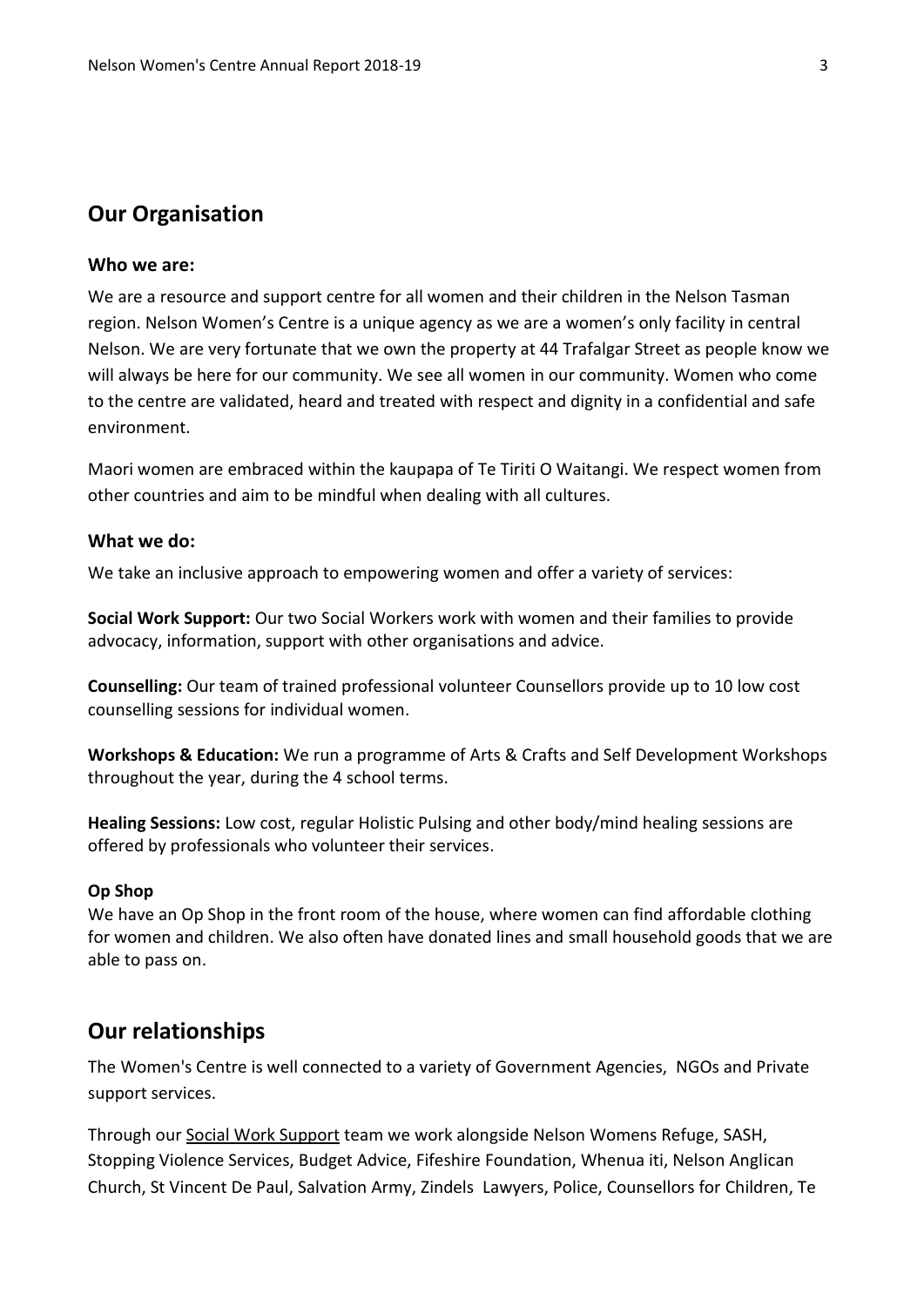## Our Organisation

### Who we are:

We are a resource and support centre for all women and their children in the Nelson Tasman region. Nelson Women's Centre is a unique agency as we are a women's only facility in central Nelson. We are very fortunate that we own the property at 44 Trafalgar Street as people know we will always be here for our community. We see all women in our community. Women who come to the centre are validated, heard and treated with respect and dignity in a confidential and safe environment.

Maori women are embraced within the kaupapa of Te Tiriti O Waitangi. We respect women from other countries and aim to be mindful when dealing with all cultures.

### What we do:

We take an inclusive approach to empowering women and offer a variety of services:

**Social Work Support:** Our two Social Workers work with women and their families to provide advocacy, information, support with other organisations and advice.

**Counselling:** Our team of trained professional volunteer Counsellors provide up to 10 low cost counselling sessions for individual women.

**Workshops & Education:** We run a programme of Arts & Crafts and Self Development Workshops throughout the year, during the 4 school terms.

**Healing Sessions:** Low cost, regular Holistic Pulsing and other body/mind healing sessions are offered by professionals who volunteer their services.

**Op Shop**

We have an Op Shop in the front room of the house, where women can find affordable clothing for women and children. We also often have donated lines and small household goods that we are able to pass on.

## Our relationships

The Women's Centre is well connected to a variety of Government Agencies, NGOs and Private support services.

Through our Social Work Support team we work alongside Nelson Womens Refuge, SASH, Stopping Violence Services, Budget Advice, Fifeshire Foundation, Whenua iti, Nelson Anglican Church, St Vincent De Paul, Salvation Army, Zindels Lawyers, Police, Counsellors for Children, Te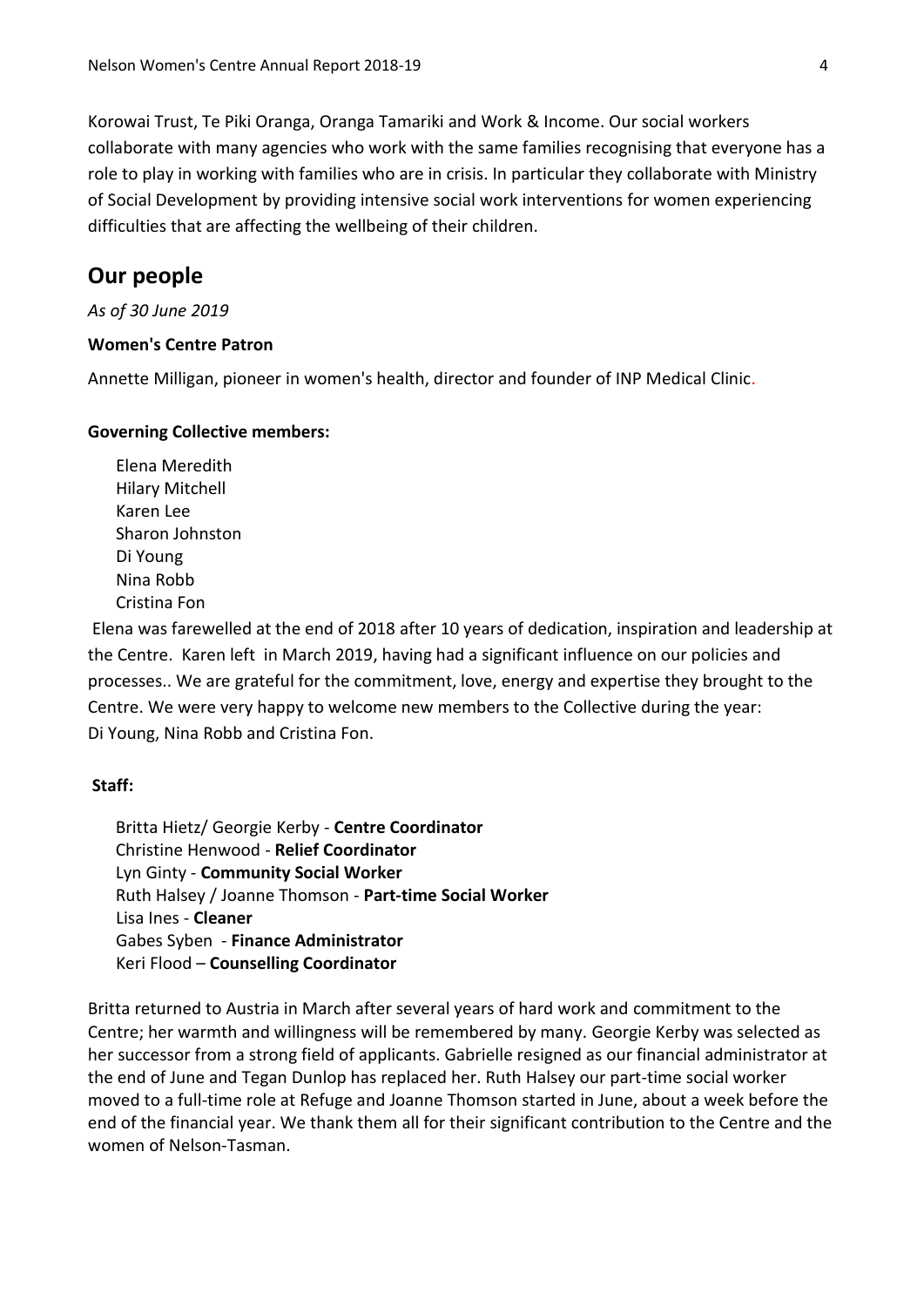Korowai Trust, Te Piki Oranga, Oranga Tamariki and Work & Income. Our social workers collaborate with many agencies who work with the same families recognising that everyone has a role to play in working with families who are in crisis. In particular they collaborate with Ministry of Social Development by providing intensive social work interventions for women experiencing difficulties that are affecting the wellbeing of their children.

## Our people

*As of 30 June 2019*

**Women's Centre Patron**

Annette Milligan, pioneer in women's health, director and founder of INP Medical Clinic.

**Governing Collective members:**

Elena Meredith
Hilary Mitchell
Karen Lee
Sharon Johnston
Di Young
Nina Robb
Cristina Fon

Elena was farewelled at the end of 2018 after 10 years of dedication, inspiration and leadership at the Centre. Karen left in March 2019, having had a significant influence on our policies and processes.. We are grateful for the commitment, love, energy and expertise they brought to the Centre. We were very happy to welcome new members to the Collective during the year: Di Young, Nina Robb and Cristina Fon.

**Staff:**

Britta Hietz/ Georgie Kerby - **Centre Coordinator**
Christine Henwood - **Relief Coordinator**
Lyn Ginty - **Community Social Worker**
Ruth Halsey / Joanne Thomson - **Part-time Social Worker**
Lisa Ines - **Cleaner**
Gabes Syben - **Finance Administrator**
Keri Flood – **Counselling Coordinator**

Britta returned to Austria in March after several years of hard work and commitment to the Centre; her warmth and willingness will be remembered by many. Georgie Kerby was selected as her successor from a strong field of applicants. Gabrielle resigned as our financial administrator at the end of June and Tegan Dunlop has replaced her. Ruth Halsey our part-time social worker moved to a full-time role at Refuge and Joanne Thomson started in June, about a week before the end of the financial year. We thank them all for their significant contribution to the Centre and the women of Nelson-Tasman.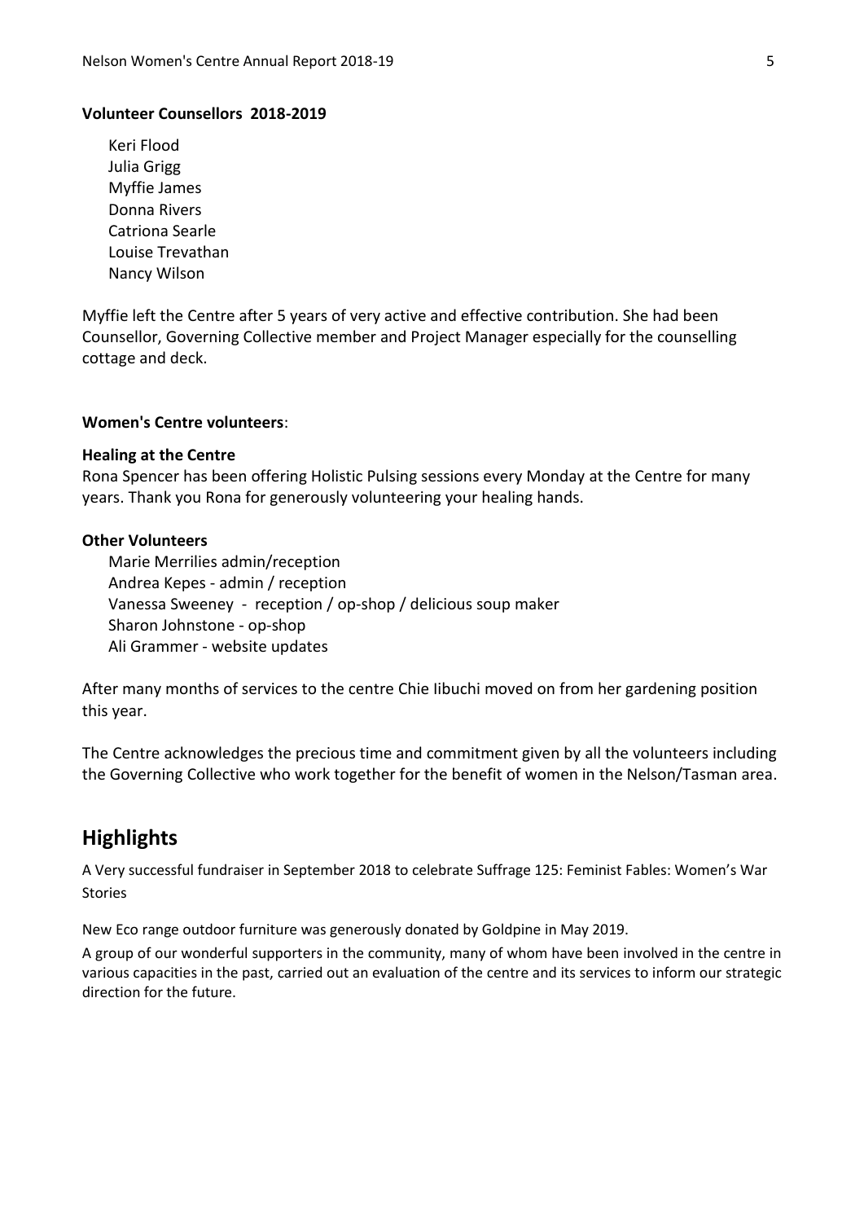**Volunteer Counsellors 2018-2019**

Keri Flood
Julia Grigg
Myffie James
Donna Rivers
Catriona Searle
Louise Trevathan
Nancy Wilson

Myffie left the Centre after 5 years of very active and effective contribution. She had been Counsellor, Governing Collective member and Project Manager especially for the counselling cottage and deck.

**Women's Centre volunteers**:

**Healing at the Centre**

Rona Spencer has been offering Holistic Pulsing sessions every Monday at the Centre for many years. Thank you Rona for generously volunteering your healing hands.

**Other Volunteers**

Marie Merrilies admin/reception
Andrea Kepes - admin / reception
Vanessa Sweeney - reception / op-shop / delicious soup maker
Sharon Johnstone - op-shop
Ali Grammer - website updates

After many months of services to the centre Chie Iibuchi moved on from her gardening position this year.

The Centre acknowledges the precious time and commitment given by all the volunteers including the Governing Collective who work together for the benefit of women in the Nelson/Tasman area.

## Highlights

A Very successful fundraiser in September 2018 to celebrate Suffrage 125: Feminist Fables: Women's War Stories

New Eco range outdoor furniture was generously donated by Goldpine in May 2019.

A group of our wonderful supporters in the community, many of whom have been involved in the centre in various capacities in the past, carried out an evaluation of the centre and its services to inform our strategic direction for the future.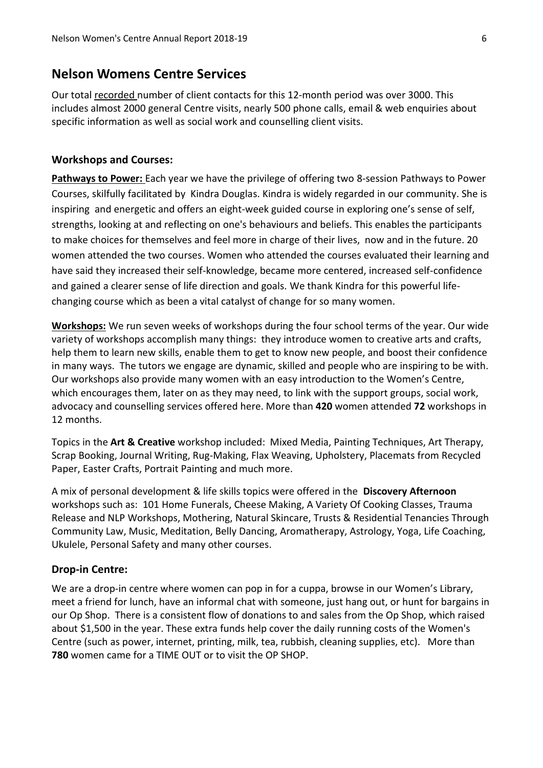## Nelson Womens Centre Services

Our total recorded number of client contacts for this 12-month period was over 3000. This includes almost 2000 general Centre visits, nearly 500 phone calls, email & web enquiries about specific information as well as social work and counselling client visits.

### Workshops and Courses:

**Pathways to Power:** Each year we have the privilege of offering two 8-session Pathways to Power Courses, skilfully facilitated by Kindra Douglas. Kindra is widely regarded in our community. She is inspiring and energetic and offers an eight-week guided course in exploring one's sense of self, strengths, looking at and reflecting on one's behaviours and beliefs. This enables the participants to make choices for themselves and feel more in charge of their lives, now and in the future. 20 women attended the two courses. Women who attended the courses evaluated their learning and have said they increased their self-knowledge, became more centered, increased self-confidence and gained a clearer sense of life direction and goals. We thank Kindra for this powerful life-changing course which as been a vital catalyst of change for so many women.

**Workshops:** We run seven weeks of workshops during the four school terms of the year. Our wide variety of workshops accomplish many things: they introduce women to creative arts and crafts, help them to learn new skills, enable them to get to know new people, and boost their confidence in many ways. The tutors we engage are dynamic, skilled and people who are inspiring to be with. Our workshops also provide many women with an easy introduction to the Women's Centre, which encourages them, later on as they may need, to link with the support groups, social work, advocacy and counselling services offered here. More than **420** women attended **72** workshops in 12 months.

Topics in the **Art & Creative** workshop included: Mixed Media, Painting Techniques, Art Therapy, Scrap Booking, Journal Writing, Rug-Making, Flax Weaving, Upholstery, Placemats from Recycled Paper, Easter Crafts, Portrait Painting and much more.

A mix of personal development & life skills topics were offered in the **Discovery Afternoon** workshops such as: 101 Home Funerals, Cheese Making, A Variety Of Cooking Classes, Trauma Release and NLP Workshops, Mothering, Natural Skincare, Trusts & Residential Tenancies Through Community Law, Music, Meditation, Belly Dancing, Aromatherapy, Astrology, Yoga, Life Coaching, Ukulele, Personal Safety and many other courses.

### Drop-in Centre:

We are a drop-in centre where women can pop in for a cuppa, browse in our Women's Library, meet a friend for lunch, have an informal chat with someone, just hang out, or hunt for bargains in our Op Shop. There is a consistent flow of donations to and sales from the Op Shop, which raised about $1,500 in the year. These extra funds help cover the daily running costs of the Women's Centre (such as power, internet, printing, milk, tea, rubbish, cleaning supplies, etc). More than **780** women came for a TIME OUT or to visit the OP SHOP.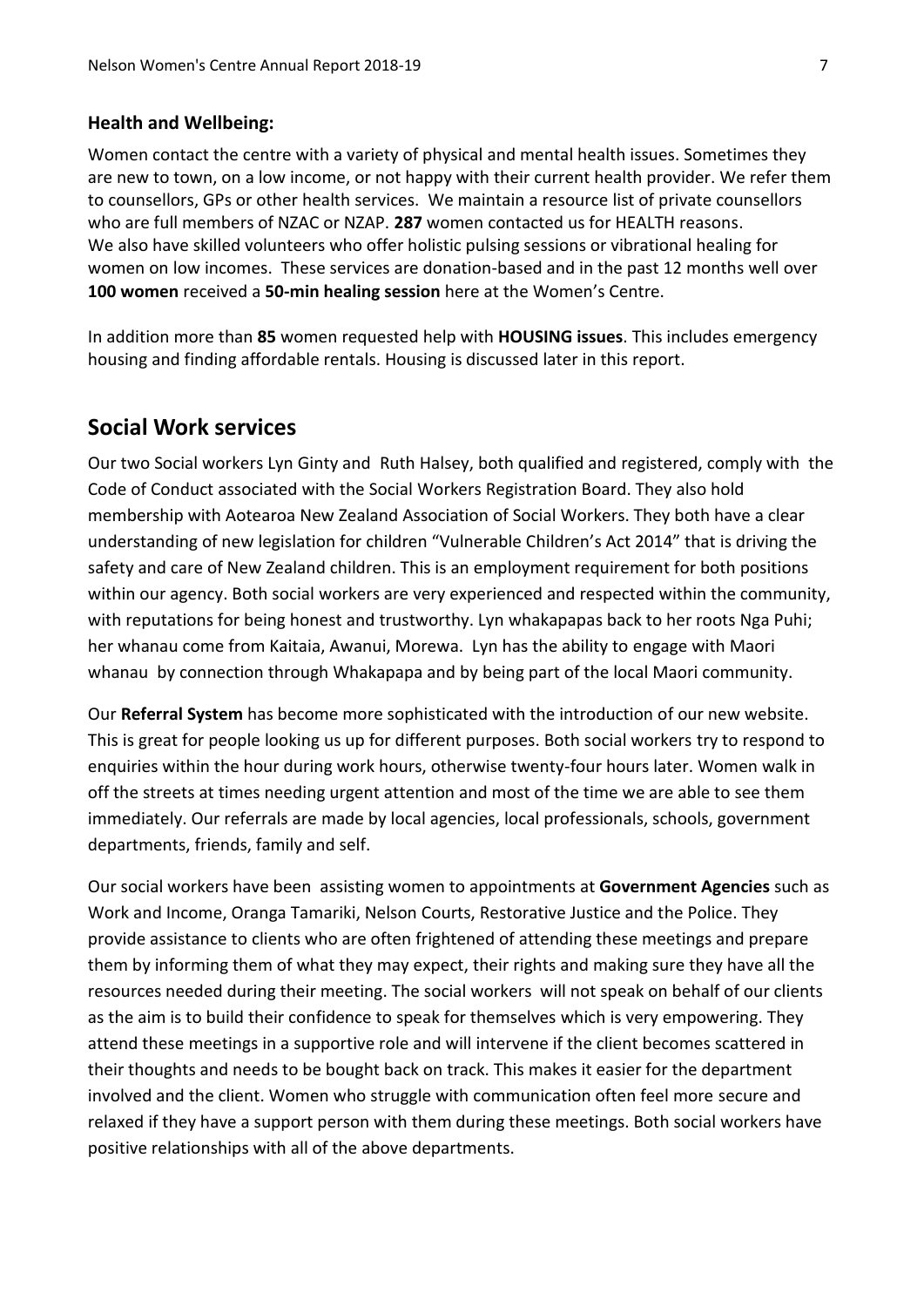**Health and Wellbeing:**

Women contact the centre with a variety of physical and mental health issues. Sometimes they are new to town, on a low income, or not happy with their current health provider. We refer them to counsellors, GPs or other health services. We maintain a resource list of private counsellors who are full members of NZAC or NZAP. **287** women contacted us for HEALTH reasons.
We also have skilled volunteers who offer holistic pulsing sessions or vibrational healing for women on low incomes. These services are donation-based and in the past 12 months well over **100 women** received a **50-min healing session** here at the Women's Centre.

In addition more than **85** women requested help with **HOUSING issues**. This includes emergency housing and finding affordable rentals. Housing is discussed later in this report.

## Social Work services

Our two Social workers Lyn Ginty and Ruth Halsey, both qualified and registered, comply with the Code of Conduct associated with the Social Workers Registration Board. They also hold membership with Aotearoa New Zealand Association of Social Workers. They both have a clear understanding of new legislation for children "Vulnerable Children's Act 2014" that is driving the safety and care of New Zealand children. This is an employment requirement for both positions within our agency. Both social workers are very experienced and respected within the community, with reputations for being honest and trustworthy. Lyn whakapapas back to her roots Nga Puhi; her whanau come from Kaitaia, Awanui, Morewa. Lyn has the ability to engage with Maori whanau by connection through Whakapapa and by being part of the local Maori community.

Our **Referral System** has become more sophisticated with the introduction of our new website. This is great for people looking us up for different purposes. Both social workers try to respond to enquiries within the hour during work hours, otherwise twenty-four hours later. Women walk in off the streets at times needing urgent attention and most of the time we are able to see them immediately. Our referrals are made by local agencies, local professionals, schools, government departments, friends, family and self.

Our social workers have been assisting women to appointments at **Government Agencies** such as Work and Income, Oranga Tamariki, Nelson Courts, Restorative Justice and the Police. They provide assistance to clients who are often frightened of attending these meetings and prepare them by informing them of what they may expect, their rights and making sure they have all the resources needed during their meeting. The social workers will not speak on behalf of our clients as the aim is to build their confidence to speak for themselves which is very empowering. They attend these meetings in a supportive role and will intervene if the client becomes scattered in their thoughts and needs to be bought back on track. This makes it easier for the department involved and the client. Women who struggle with communication often feel more secure and relaxed if they have a support person with them during these meetings. Both social workers have positive relationships with all of the above departments.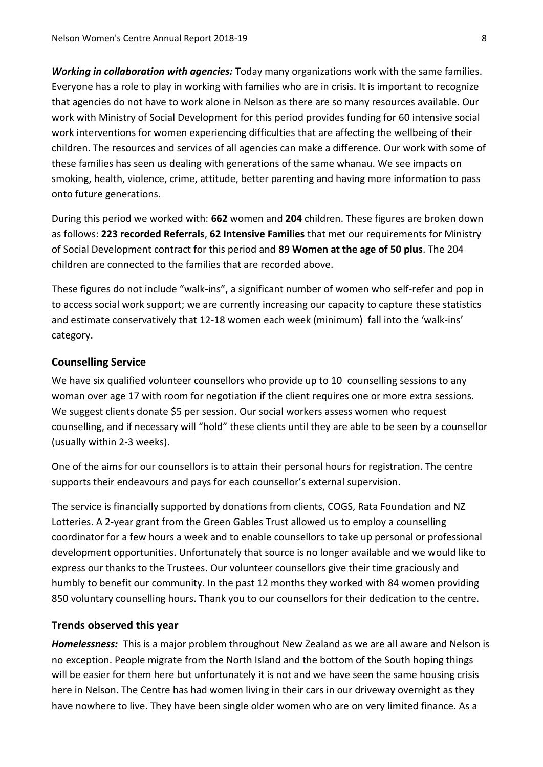***Working in collaboration with agencies:*** Today many organizations work with the same families. Everyone has a role to play in working with families who are in crisis. It is important to recognize that agencies do not have to work alone in Nelson as there are so many resources available. Our work with Ministry of Social Development for this period provides funding for 60 intensive social work interventions for women experiencing difficulties that are affecting the wellbeing of their children. The resources and services of all agencies can make a difference. Our work with some of these families has seen us dealing with generations of the same whanau. We see impacts on smoking, health, violence, crime, attitude, better parenting and having more information to pass onto future generations.

During this period we worked with: **662** women and **204** children. These figures are broken down as follows: **223 recorded Referrals**, **62 Intensive Families** that met our requirements for Ministry of Social Development contract for this period and **89 Women at the age of 50 plus**. The 204 children are connected to the families that are recorded above.

These figures do not include "walk-ins", a significant number of women who self-refer and pop in to access social work support; we are currently increasing our capacity to capture these statistics and estimate conservatively that 12-18 women each week (minimum) fall into the 'walk-ins' category.

## Counselling Service

We have six qualified volunteer counsellors who provide up to 10 counselling sessions to any woman over age 17 with room for negotiation if the client requires one or more extra sessions. We suggest clients donate $5 per session. Our social workers assess women who request counselling, and if necessary will "hold" these clients until they are able to be seen by a counsellor (usually within 2-3 weeks).

One of the aims for our counsellors is to attain their personal hours for registration. The centre supports their endeavours and pays for each counsellor's external supervision.

The service is financially supported by donations from clients, COGS, Rata Foundation and NZ Lotteries. A 2-year grant from the Green Gables Trust allowed us to employ a counselling coordinator for a few hours a week and to enable counsellors to take up personal or professional development opportunities. Unfortunately that source is no longer available and we would like to express our thanks to the Trustees. Our volunteer counsellors give their time graciously and humbly to benefit our community. In the past 12 months they worked with 84 women providing 850 voluntary counselling hours. Thank you to our counsellors for their dedication to the centre.

## Trends observed this year

***Homelessness:*** This is a major problem throughout New Zealand as we are all aware and Nelson is no exception. People migrate from the North Island and the bottom of the South hoping things will be easier for them here but unfortunately it is not and we have seen the same housing crisis here in Nelson. The Centre has had women living in their cars in our driveway overnight as they have nowhere to live. They have been single older women who are on very limited finance. As a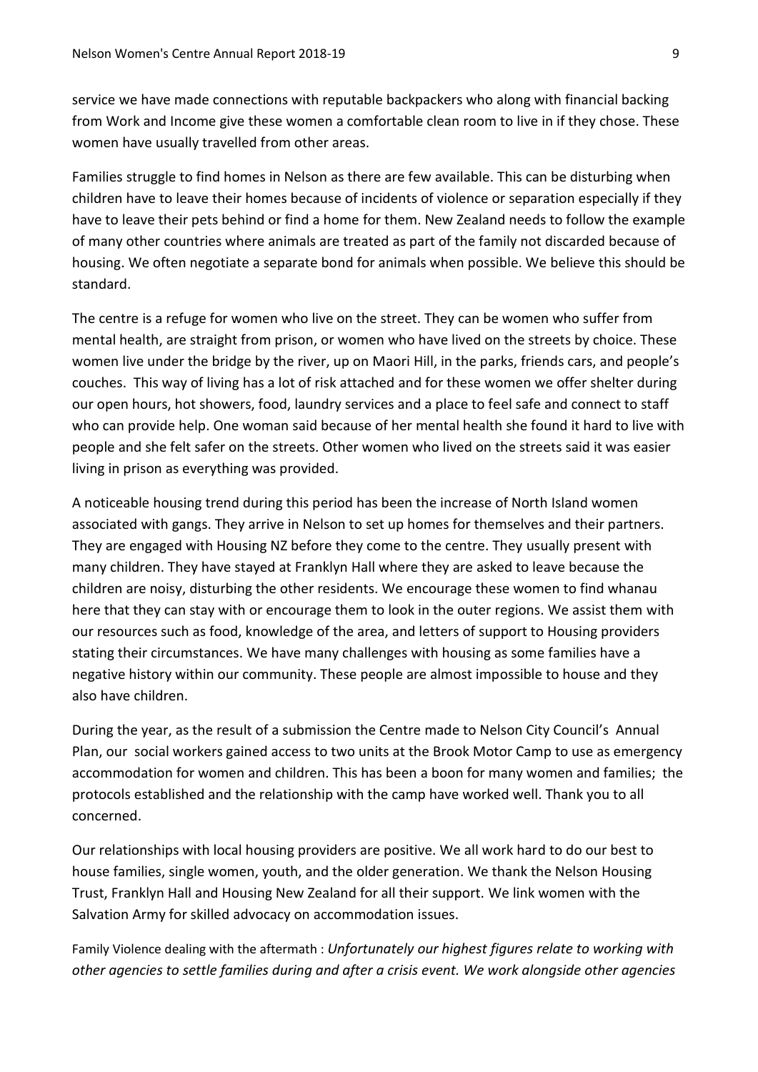service we have made connections with reputable backpackers who along with financial backing from Work and Income give these women a comfortable clean room to live in if they chose. These women have usually travelled from other areas.

Families struggle to find homes in Nelson as there are few available. This can be disturbing when children have to leave their homes because of incidents of violence or separation especially if they have to leave their pets behind or find a home for them. New Zealand needs to follow the example of many other countries where animals are treated as part of the family not discarded because of housing. We often negotiate a separate bond for animals when possible. We believe this should be standard.

The centre is a refuge for women who live on the street. They can be women who suffer from mental health, are straight from prison, or women who have lived on the streets by choice. These women live under the bridge by the river, up on Maori Hill, in the parks, friends cars, and people's couches. This way of living has a lot of risk attached and for these women we offer shelter during our open hours, hot showers, food, laundry services and a place to feel safe and connect to staff who can provide help. One woman said because of her mental health she found it hard to live with people and she felt safer on the streets. Other women who lived on the streets said it was easier living in prison as everything was provided.

A noticeable housing trend during this period has been the increase of North Island women associated with gangs. They arrive in Nelson to set up homes for themselves and their partners. They are engaged with Housing NZ before they come to the centre. They usually present with many children. They have stayed at Franklyn Hall where they are asked to leave because the children are noisy, disturbing the other residents. We encourage these women to find whanau here that they can stay with or encourage them to look in the outer regions. We assist them with our resources such as food, knowledge of the area, and letters of support to Housing providers stating their circumstances. We have many challenges with housing as some families have a negative history within our community. These people are almost impossible to house and they also have children.

During the year, as the result of a submission the Centre made to Nelson City Council's Annual Plan, our social workers gained access to two units at the Brook Motor Camp to use as emergency accommodation for women and children. This has been a boon for many women and families; the protocols established and the relationship with the camp have worked well. Thank you to all concerned.

Our relationships with local housing providers are positive. We all work hard to do our best to house families, single women, youth, and the older generation. We thank the Nelson Housing Trust, Franklyn Hall and Housing New Zealand for all their support. We link women with the Salvation Army for skilled advocacy on accommodation issues.

Family Violence dealing with the aftermath : *Unfortunately our highest figures relate to working with other agencies to settle families during and after a crisis event. We work alongside other agencies*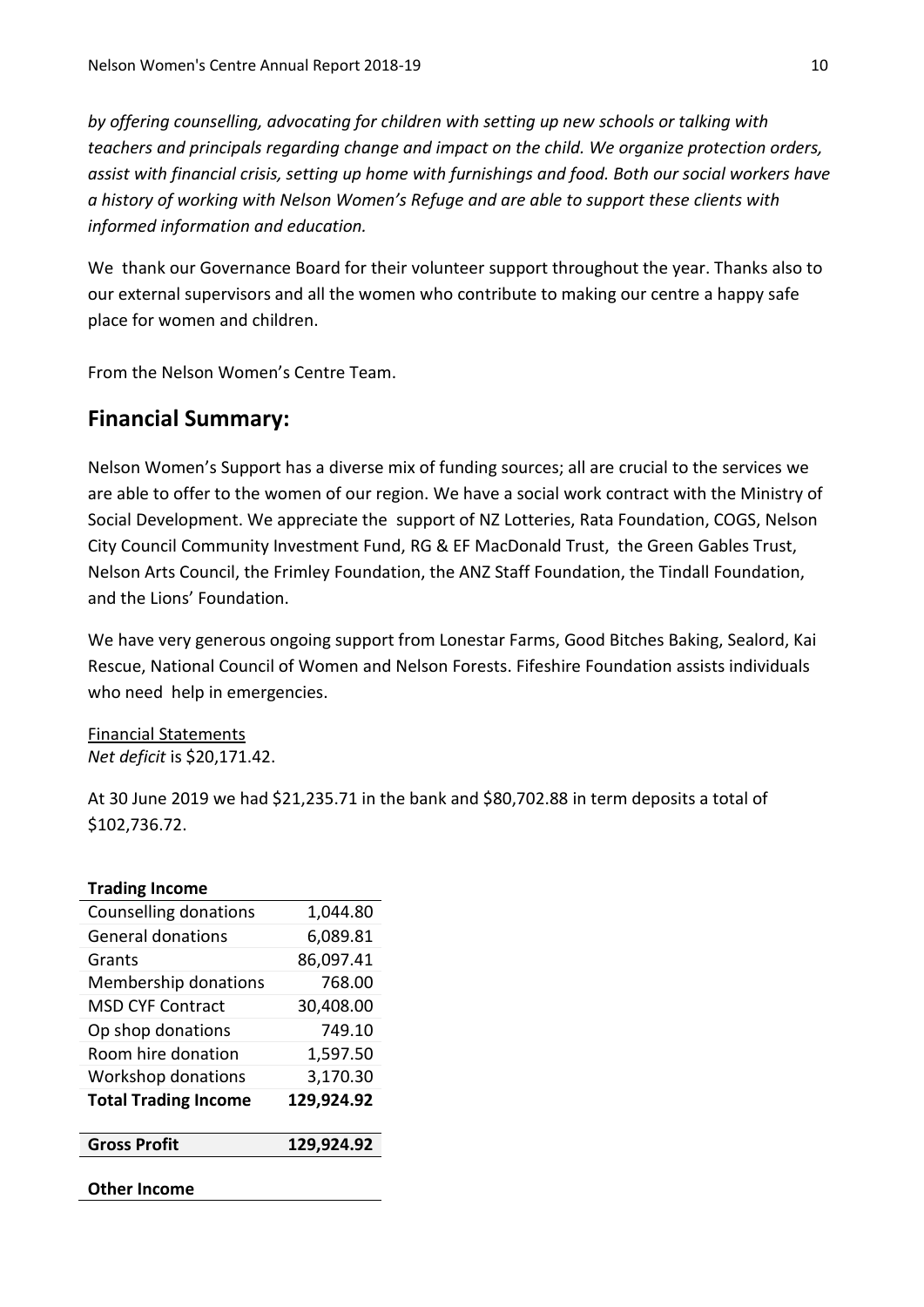*by offering counselling, advocating for children with setting up new schools or talking with teachers and principals regarding change and impact on the child. We organize protection orders, assist with financial crisis, setting up home with furnishings and food. Both our social workers have a history of working with Nelson Women's Refuge and are able to support these clients with informed information and education.*

We thank our Governance Board for their volunteer support throughout the year. Thanks also to our external supervisors and all the women who contribute to making our centre a happy safe place for women and children.

From the Nelson Women's Centre Team.

## Financial Summary:

Nelson Women's Support has a diverse mix of funding sources; all are crucial to the services we are able to offer to the women of our region. We have a social work contract with the Ministry of Social Development. We appreciate the support of NZ Lotteries, Rata Foundation, COGS, Nelson City Council Community Investment Fund, RG & EF MacDonald Trust, the Green Gables Trust, Nelson Arts Council, the Frimley Foundation, the ANZ Staff Foundation, the Tindall Foundation, and the Lions' Foundation.

We have very generous ongoing support from Lonestar Farms, Good Bitches Baking, Sealord, Kai Rescue, National Council of Women and Nelson Forests. Fifeshire Foundation assists individuals who need help in emergencies.

Financial Statements
*Net deficit* is $20,171.42.

At 30 June 2019 we had $21,235.71 in the bank and $80,702.88 in term deposits a total of $102,736.72.

| **Trading Income** | |
|---|---|
| Counselling donations | 1,044.80 |
| General donations | 6,089.81 |
| Grants | 86,097.41 |
| Membership donations | 768.00 |
| MSD CYF Contract | 30,408.00 |
| Op shop donations | 749.10 |
| Room hire donation | 1,597.50 |
| Workshop donations | 3,170.30 |
| **Total Trading Income** | **129,924.92** |
| | |
| **Gross Profit** | **129,924.92** |
| | |
| **Other Income** | |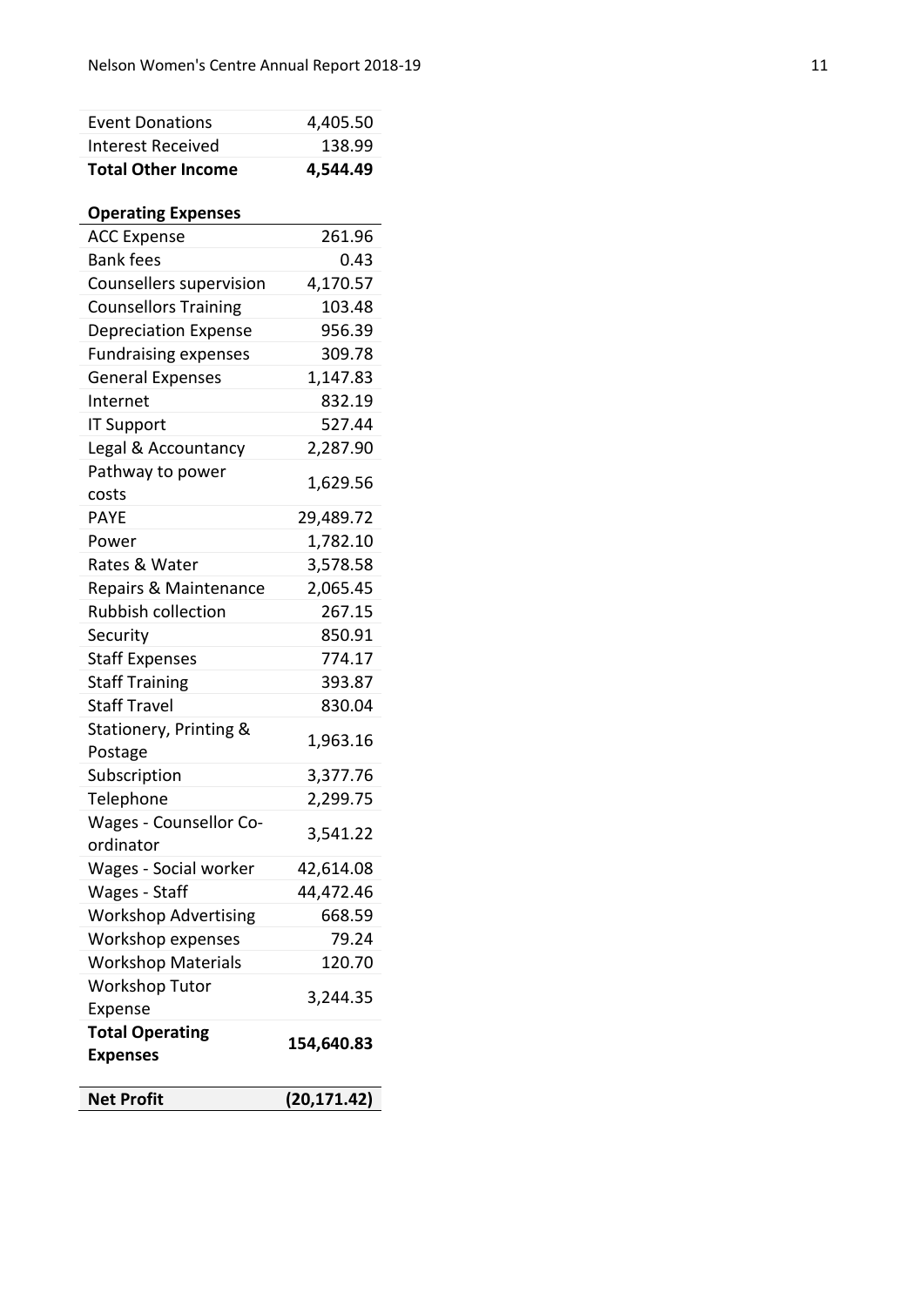| | |
|---|---|
| Event Donations | 4,405.50 |
| Interest Received | 138.99 |
| **Total Other Income** | **4,544.49** |

| **Operating Expenses** | |
|---|---|
| ACC Expense | 261.96 |
| Bank fees | 0.43 |
| Counsellers supervision | 4,170.57 |
| Counsellors Training | 103.48 |
| Depreciation Expense | 956.39 |
| Fundraising expenses | 309.78 |
| General Expenses | 1,147.83 |
| Internet | 832.19 |
| IT Support | 527.44 |
| Legal & Accountancy | 2,287.90 |
| Pathway to power costs | 1,629.56 |
| PAYE | 29,489.72 |
| Power | 1,782.10 |
| Rates & Water | 3,578.58 |
| Repairs & Maintenance | 2,065.45 |
| Rubbish collection | 267.15 |
| Security | 850.91 |
| Staff Expenses | 774.17 |
| Staff Training | 393.87 |
| Staff Travel | 830.04 |
| Stationery, Printing & Postage | 1,963.16 |
| Subscription | 3,377.76 |
| Telephone | 2,299.75 |
| Wages - Counsellor Co-ordinator | 3,541.22 |
| Wages - Social worker | 42,614.08 |
| Wages - Staff | 44,472.46 |
| Workshop Advertising | 668.59 |
| Workshop expenses | 79.24 |
| Workshop Materials | 120.70 |
| Workshop Tutor Expense | 3,244.35 |
| **Total Operating Expenses** | **154,640.83** |
| | |
| **Net Profit** | **(20,171.42)** |